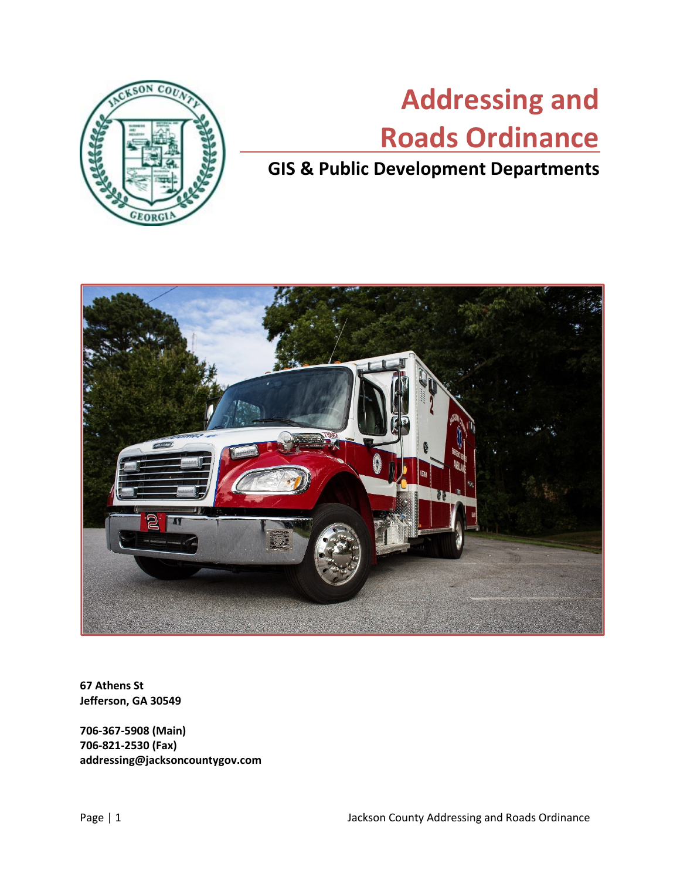# Addressing and Roads Ordinance

## GIS & Public Development Departments

**67 Athens St**
**Jefferson, GA 30549**

**706-367-5908 (Main)**
**706-821-2530 (Fax)**
**addressing@jacksoncountygov.com**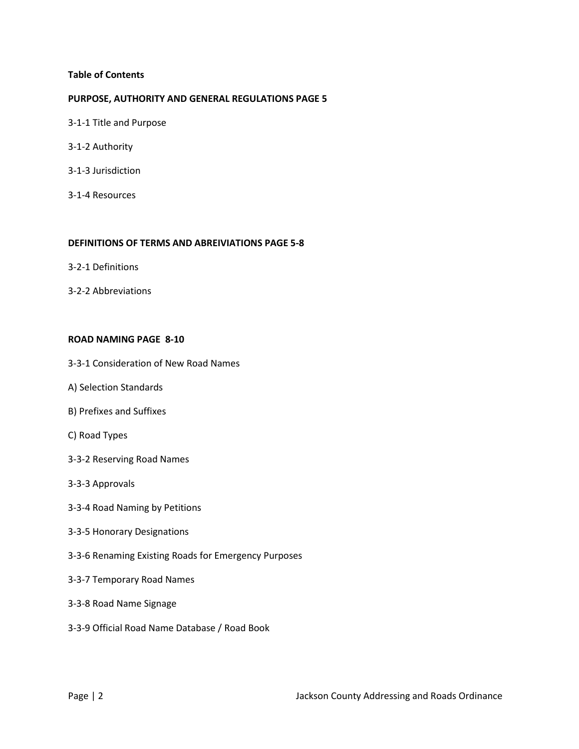**Table of Contents**

**PURPOSE, AUTHORITY AND GENERAL REGULATIONS PAGE 5**

3-1-1 Title and Purpose

3-1-2 Authority

3-1-3 Jurisdiction

3-1-4 Resources

**DEFINITIONS OF TERMS AND ABREIVIATIONS PAGE 5-8**

3-2-1 Definitions

3-2-2 Abbreviations

**ROAD NAMING PAGE 8-10**

3-3-1 Consideration of New Road Names

A) Selection Standards

B) Prefixes and Suffixes

C) Road Types

3-3-2 Reserving Road Names

3-3-3 Approvals

3-3-4 Road Naming by Petitions

3-3-5 Honorary Designations

3-3-6 Renaming Existing Roads for Emergency Purposes

3-3-7 Temporary Road Names

3-3-8 Road Name Signage

3-3-9 Official Road Name Database / Road Book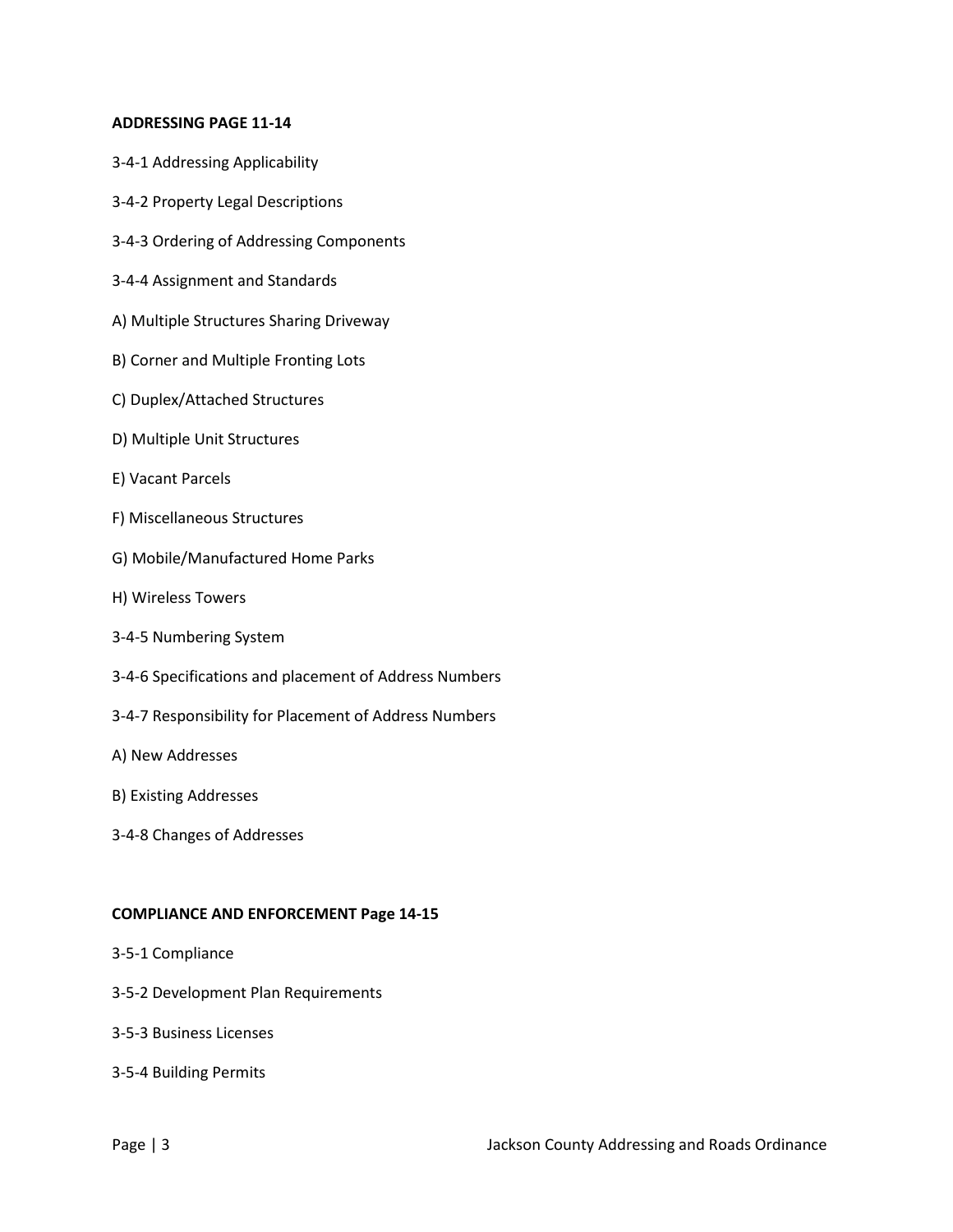**ADDRESSING PAGE 11-14**

3-4-1 Addressing Applicability

3-4-2 Property Legal Descriptions

3-4-3 Ordering of Addressing Components

3-4-4 Assignment and Standards

A) Multiple Structures Sharing Driveway

B) Corner and Multiple Fronting Lots

C) Duplex/Attached Structures

D) Multiple Unit Structures

E) Vacant Parcels

F) Miscellaneous Structures

G) Mobile/Manufactured Home Parks

H) Wireless Towers

3-4-5 Numbering System

3-4-6 Specifications and placement of Address Numbers

3-4-7 Responsibility for Placement of Address Numbers

A) New Addresses

B) Existing Addresses

3-4-8 Changes of Addresses

**COMPLIANCE AND ENFORCEMENT Page 14-15**

3-5-1 Compliance

3-5-2 Development Plan Requirements

3-5-3 Business Licenses

3-5-4 Building Permits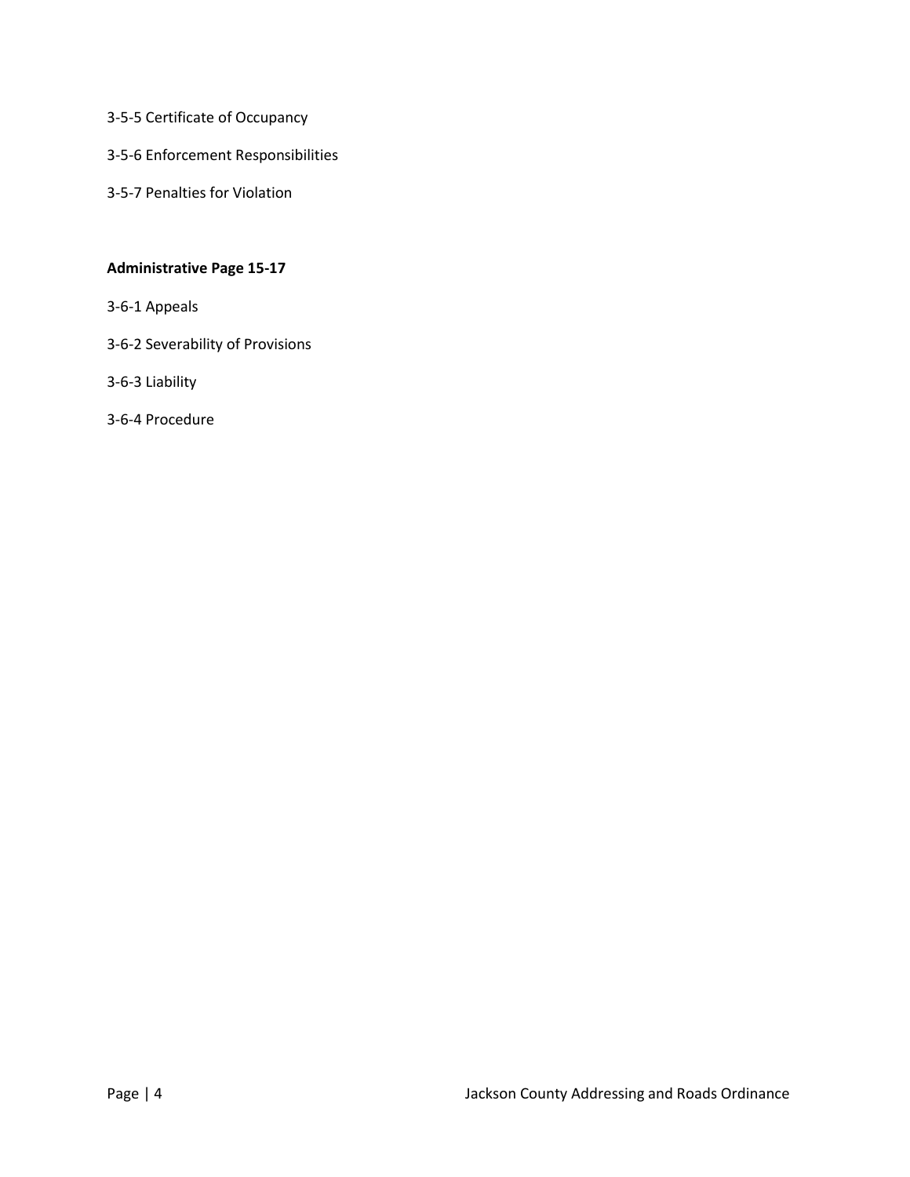3-5-5 Certificate of Occupancy

3-5-6 Enforcement Responsibilities

3-5-7 Penalties for Violation

**Administrative Page 15-17**

3-6-1 Appeals

3-6-2 Severability of Provisions

3-6-3 Liability

3-6-4 Procedure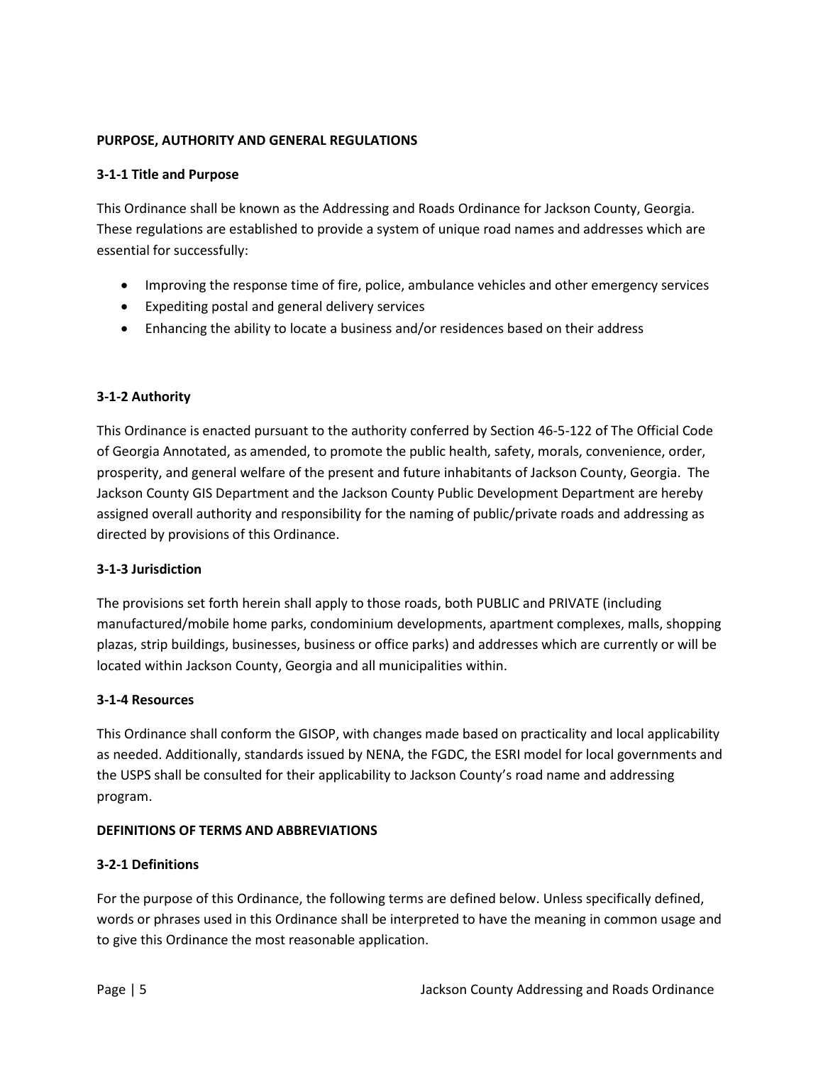## PURPOSE, AUTHORITY AND GENERAL REGULATIONS

### 3-1-1 Title and Purpose

This Ordinance shall be known as the Addressing and Roads Ordinance for Jackson County, Georgia. These regulations are established to provide a system of unique road names and addresses which are essential for successfully:

- Improving the response time of fire, police, ambulance vehicles and other emergency services
- Expediting postal and general delivery services
- Enhancing the ability to locate a business and/or residences based on their address

### 3-1-2 Authority

This Ordinance is enacted pursuant to the authority conferred by Section 46-5-122 of The Official Code of Georgia Annotated, as amended, to promote the public health, safety, morals, convenience, order, prosperity, and general welfare of the present and future inhabitants of Jackson County, Georgia. The Jackson County GIS Department and the Jackson County Public Development Department are hereby assigned overall authority and responsibility for the naming of public/private roads and addressing as directed by provisions of this Ordinance.

### 3-1-3 Jurisdiction

The provisions set forth herein shall apply to those roads, both PUBLIC and PRIVATE (including manufactured/mobile home parks, condominium developments, apartment complexes, malls, shopping plazas, strip buildings, businesses, business or office parks) and addresses which are currently or will be located within Jackson County, Georgia and all municipalities within.

### 3-1-4 Resources

This Ordinance shall conform the GISOP, with changes made based on practicality and local applicability as needed. Additionally, standards issued by NENA, the FGDC, the ESRI model for local governments and the USPS shall be consulted for their applicability to Jackson County's road name and addressing program.

## DEFINITIONS OF TERMS AND ABBREVIATIONS

### 3-2-1 Definitions

For the purpose of this Ordinance, the following terms are defined below. Unless specifically defined, words or phrases used in this Ordinance shall be interpreted to have the meaning in common usage and to give this Ordinance the most reasonable application.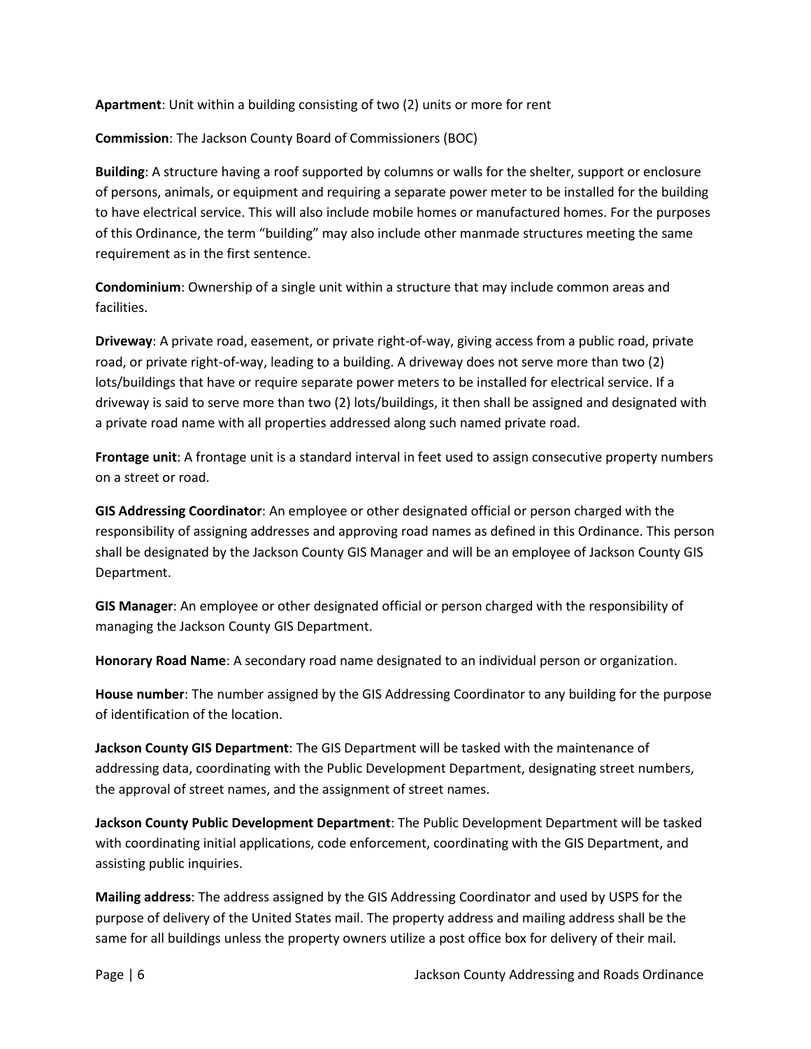**Apartment**: Unit within a building consisting of two (2) units or more for rent

**Commission**: The Jackson County Board of Commissioners (BOC)

**Building**: A structure having a roof supported by columns or walls for the shelter, support or enclosure of persons, animals, or equipment and requiring a separate power meter to be installed for the building to have electrical service. This will also include mobile homes or manufactured homes. For the purposes of this Ordinance, the term "building" may also include other manmade structures meeting the same requirement as in the first sentence.

**Condominium**: Ownership of a single unit within a structure that may include common areas and facilities.

**Driveway**: A private road, easement, or private right-of-way, giving access from a public road, private road, or private right-of-way, leading to a building. A driveway does not serve more than two (2) lots/buildings that have or require separate power meters to be installed for electrical service. If a driveway is said to serve more than two (2) lots/buildings, it then shall be assigned and designated with a private road name with all properties addressed along such named private road.

**Frontage unit**: A frontage unit is a standard interval in feet used to assign consecutive property numbers on a street or road.

**GIS Addressing Coordinator**: An employee or other designated official or person charged with the responsibility of assigning addresses and approving road names as defined in this Ordinance. This person shall be designated by the Jackson County GIS Manager and will be an employee of Jackson County GIS Department.

**GIS Manager**: An employee or other designated official or person charged with the responsibility of managing the Jackson County GIS Department.

**Honorary Road Name**: A secondary road name designated to an individual person or organization.

**House number**: The number assigned by the GIS Addressing Coordinator to any building for the purpose of identification of the location.

**Jackson County GIS Department**: The GIS Department will be tasked with the maintenance of addressing data, coordinating with the Public Development Department, designating street numbers, the approval of street names, and the assignment of street names.

**Jackson County Public Development Department**: The Public Development Department will be tasked with coordinating initial applications, code enforcement, coordinating with the GIS Department, and assisting public inquiries.

**Mailing address**: The address assigned by the GIS Addressing Coordinator and used by USPS for the purpose of delivery of the United States mail. The property address and mailing address shall be the same for all buildings unless the property owners utilize a post office box for delivery of their mail.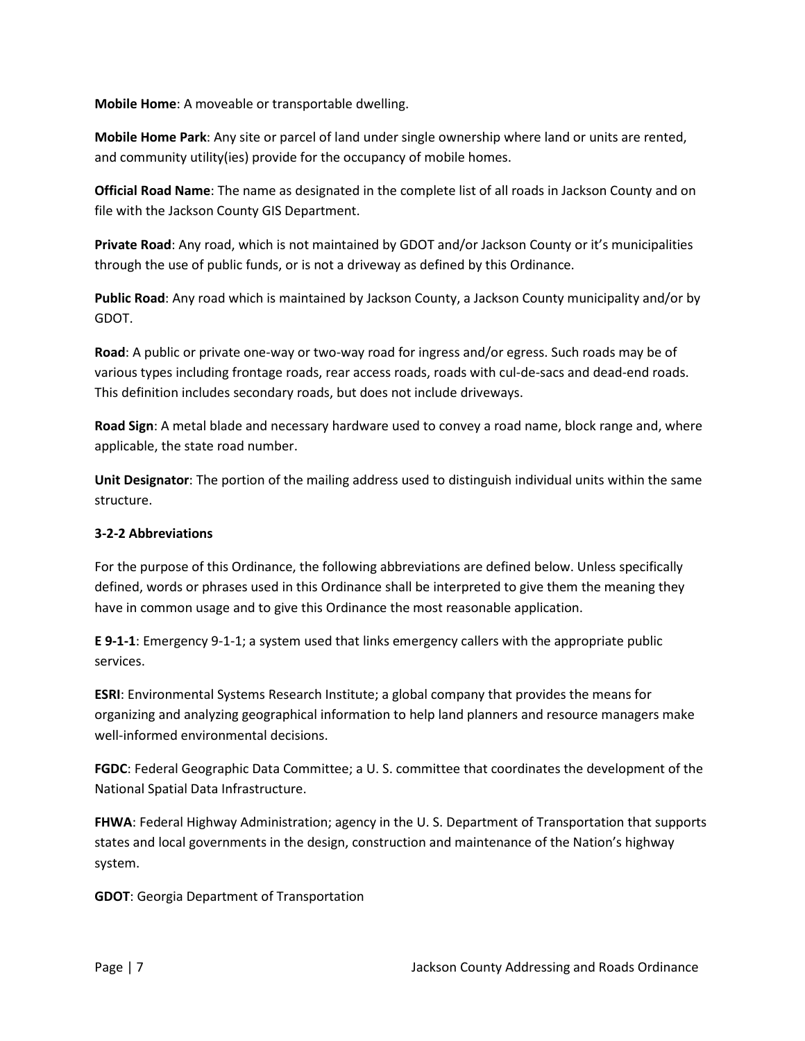**Mobile Home**: A moveable or transportable dwelling.

**Mobile Home Park**: Any site or parcel of land under single ownership where land or units are rented, and community utility(ies) provide for the occupancy of mobile homes.

**Official Road Name**: The name as designated in the complete list of all roads in Jackson County and on file with the Jackson County GIS Department.

**Private Road**: Any road, which is not maintained by GDOT and/or Jackson County or it's municipalities through the use of public funds, or is not a driveway as defined by this Ordinance.

**Public Road**: Any road which is maintained by Jackson County, a Jackson County municipality and/or by GDOT.

**Road**: A public or private one-way or two-way road for ingress and/or egress. Such roads may be of various types including frontage roads, rear access roads, roads with cul-de-sacs and dead-end roads. This definition includes secondary roads, but does not include driveways.

**Road Sign**: A metal blade and necessary hardware used to convey a road name, block range and, where applicable, the state road number.

**Unit Designator**: The portion of the mailing address used to distinguish individual units within the same structure.

### 3-2-2 Abbreviations

For the purpose of this Ordinance, the following abbreviations are defined below. Unless specifically defined, words or phrases used in this Ordinance shall be interpreted to give them the meaning they have in common usage and to give this Ordinance the most reasonable application.

**E 9-1-1**: Emergency 9-1-1; a system used that links emergency callers with the appropriate public services.

**ESRI**: Environmental Systems Research Institute; a global company that provides the means for organizing and analyzing geographical information to help land planners and resource managers make well-informed environmental decisions.

**FGDC**: Federal Geographic Data Committee; a U. S. committee that coordinates the development of the National Spatial Data Infrastructure.

**FHWA**: Federal Highway Administration; agency in the U. S. Department of Transportation that supports states and local governments in the design, construction and maintenance of the Nation's highway system.

**GDOT**: Georgia Department of Transportation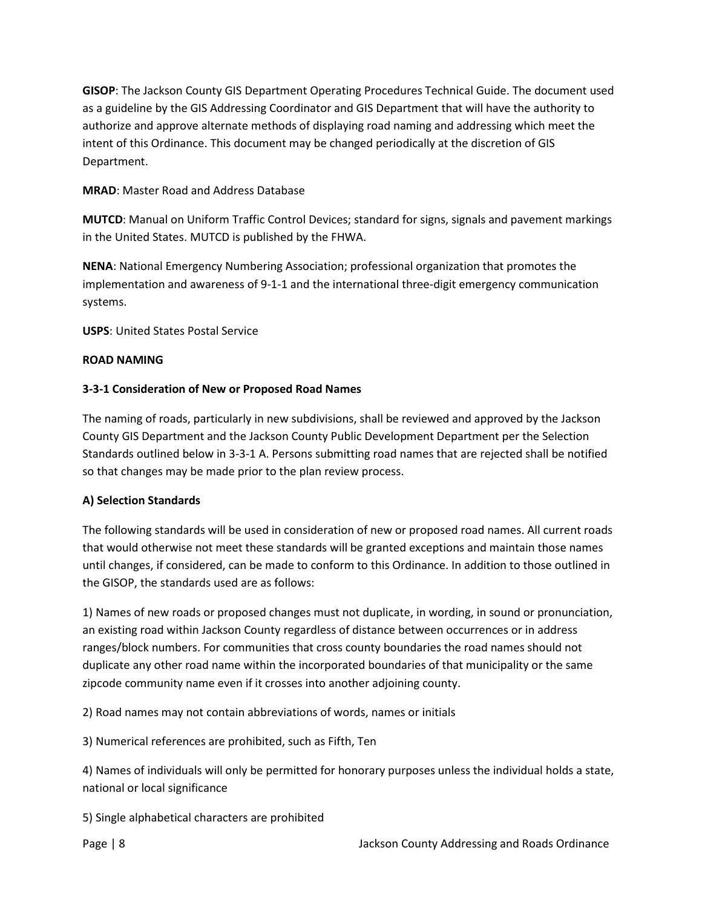**GISOP**: The Jackson County GIS Department Operating Procedures Technical Guide. The document used as a guideline by the GIS Addressing Coordinator and GIS Department that will have the authority to authorize and approve alternate methods of displaying road naming and addressing which meet the intent of this Ordinance. This document may be changed periodically at the discretion of GIS Department.

**MRAD**: Master Road and Address Database

**MUTCD**: Manual on Uniform Traffic Control Devices; standard for signs, signals and pavement markings in the United States. MUTCD is published by the FHWA.

**NENA**: National Emergency Numbering Association; professional organization that promotes the implementation and awareness of 9-1-1 and the international three-digit emergency communication systems.

**USPS**: United States Postal Service

## ROAD NAMING

### 3-3-1 Consideration of New or Proposed Road Names

The naming of roads, particularly in new subdivisions, shall be reviewed and approved by the Jackson County GIS Department and the Jackson County Public Development Department per the Selection Standards outlined below in 3-3-1 A. Persons submitting road names that are rejected shall be notified so that changes may be made prior to the plan review process.

#### A) Selection Standards

The following standards will be used in consideration of new or proposed road names. All current roads that would otherwise not meet these standards will be granted exceptions and maintain those names until changes, if considered, can be made to conform to this Ordinance. In addition to those outlined in the GISOP, the standards used are as follows:

1) Names of new roads or proposed changes must not duplicate, in wording, in sound or pronunciation, an existing road within Jackson County regardless of distance between occurrences or in address ranges/block numbers. For communities that cross county boundaries the road names should not duplicate any other road name within the incorporated boundaries of that municipality or the same zipcode community name even if it crosses into another adjoining county.

2) Road names may not contain abbreviations of words, names or initials

3) Numerical references are prohibited, such as Fifth, Ten

4) Names of individuals will only be permitted for honorary purposes unless the individual holds a state, national or local significance

5) Single alphabetical characters are prohibited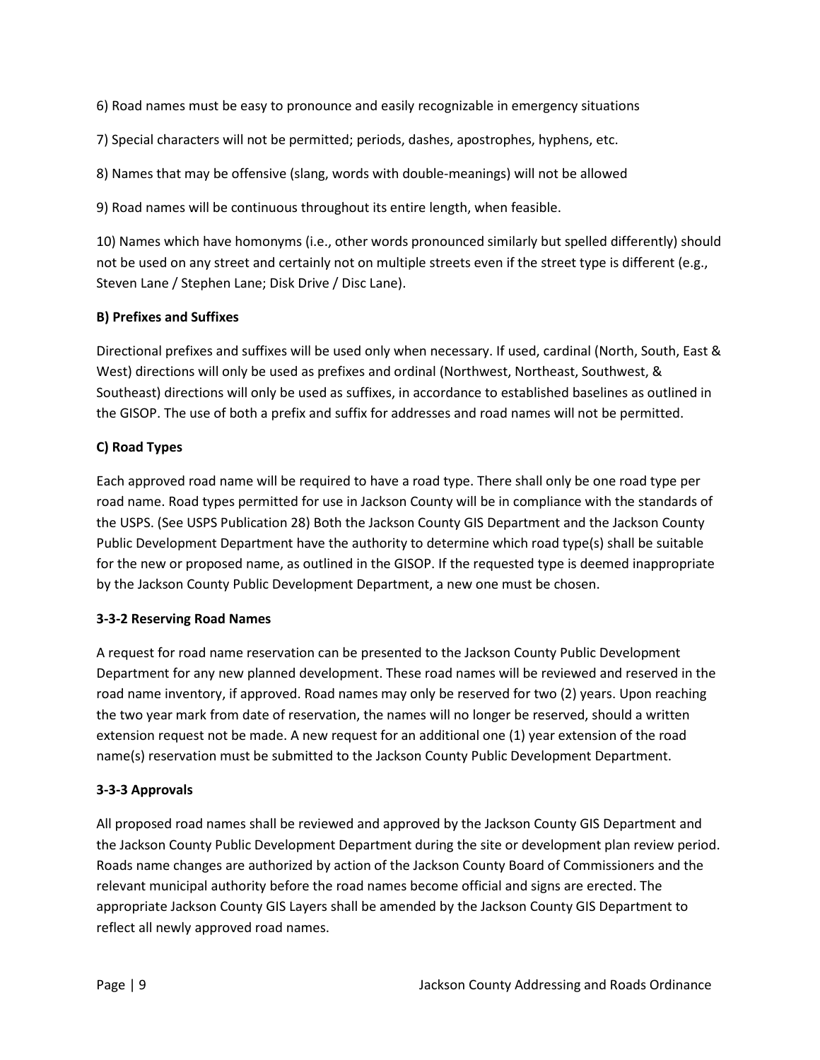6) Road names must be easy to pronounce and easily recognizable in emergency situations

7) Special characters will not be permitted; periods, dashes, apostrophes, hyphens, etc.

8) Names that may be offensive (slang, words with double-meanings) will not be allowed

9) Road names will be continuous throughout its entire length, when feasible.

10) Names which have homonyms (i.e., other words pronounced similarly but spelled differently) should not be used on any street and certainly not on multiple streets even if the street type is different (e.g., Steven Lane / Stephen Lane; Disk Drive / Disc Lane).

**B) Prefixes and Suffixes**

Directional prefixes and suffixes will be used only when necessary. If used, cardinal (North, South, East & West) directions will only be used as prefixes and ordinal (Northwest, Northeast, Southwest, & Southeast) directions will only be used as suffixes, in accordance to established baselines as outlined in the GISOP. The use of both a prefix and suffix for addresses and road names will not be permitted.

**C) Road Types**

Each approved road name will be required to have a road type. There shall only be one road type per road name. Road types permitted for use in Jackson County will be in compliance with the standards of the USPS. (See USPS Publication 28) Both the Jackson County GIS Department and the Jackson County Public Development Department have the authority to determine which road type(s) shall be suitable for the new or proposed name, as outlined in the GISOP. If the requested type is deemed inappropriate by the Jackson County Public Development Department, a new one must be chosen.

**3-3-2 Reserving Road Names**

A request for road name reservation can be presented to the Jackson County Public Development Department for any new planned development. These road names will be reviewed and reserved in the road name inventory, if approved. Road names may only be reserved for two (2) years. Upon reaching the two year mark from date of reservation, the names will no longer be reserved, should a written extension request not be made. A new request for an additional one (1) year extension of the road name(s) reservation must be submitted to the Jackson County Public Development Department.

**3-3-3 Approvals**

All proposed road names shall be reviewed and approved by the Jackson County GIS Department and the Jackson County Public Development Department during the site or development plan review period. Roads name changes are authorized by action of the Jackson County Board of Commissioners and the relevant municipal authority before the road names become official and signs are erected. The appropriate Jackson County GIS Layers shall be amended by the Jackson County GIS Department to reflect all newly approved road names.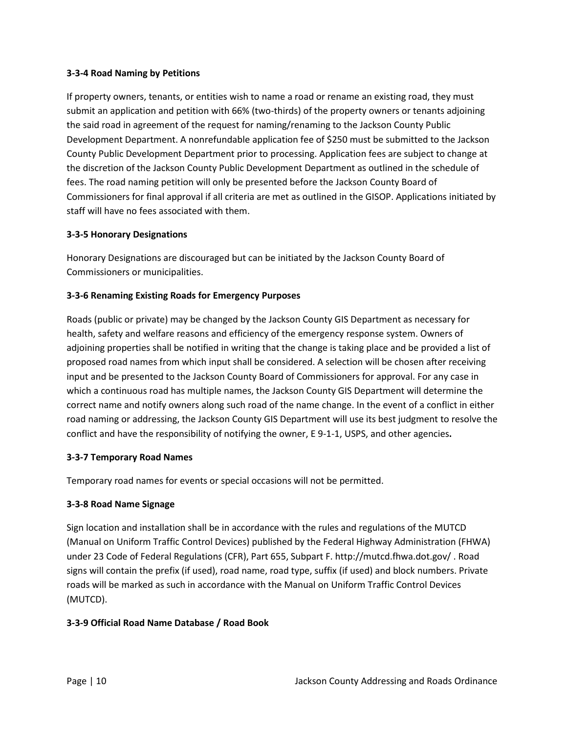**3-3-4 Road Naming by Petitions**

If property owners, tenants, or entities wish to name a road or rename an existing road, they must submit an application and petition with 66% (two-thirds) of the property owners or tenants adjoining the said road in agreement of the request for naming/renaming to the Jackson County Public Development Department. A nonrefundable application fee of $250 must be submitted to the Jackson County Public Development Department prior to processing. Application fees are subject to change at the discretion of the Jackson County Public Development Department as outlined in the schedule of fees. The road naming petition will only be presented before the Jackson County Board of Commissioners for final approval if all criteria are met as outlined in the GISOP. Applications initiated by staff will have no fees associated with them.

**3-3-5 Honorary Designations**

Honorary Designations are discouraged but can be initiated by the Jackson County Board of Commissioners or municipalities.

**3-3-6 Renaming Existing Roads for Emergency Purposes**

Roads (public or private) may be changed by the Jackson County GIS Department as necessary for health, safety and welfare reasons and efficiency of the emergency response system. Owners of adjoining properties shall be notified in writing that the change is taking place and be provided a list of proposed road names from which input shall be considered. A selection will be chosen after receiving input and be presented to the Jackson County Board of Commissioners for approval. For any case in which a continuous road has multiple names, the Jackson County GIS Department will determine the correct name and notify owners along such road of the name change. In the event of a conflict in either road naming or addressing, the Jackson County GIS Department will use its best judgment to resolve the conflict and have the responsibility of notifying the owner, E 9-1-1, USPS, and other agencies.

**3-3-7 Temporary Road Names**

Temporary road names for events or special occasions will not be permitted.

**3-3-8 Road Name Signage**

Sign location and installation shall be in accordance with the rules and regulations of the MUTCD (Manual on Uniform Traffic Control Devices) published by the Federal Highway Administration (FHWA) under 23 Code of Federal Regulations (CFR), Part 655, Subpart F. http://mutcd.fhwa.dot.gov/ . Road signs will contain the prefix (if used), road name, road type, suffix (if used) and block numbers. Private roads will be marked as such in accordance with the Manual on Uniform Traffic Control Devices (MUTCD).

**3-3-9 Official Road Name Database / Road Book**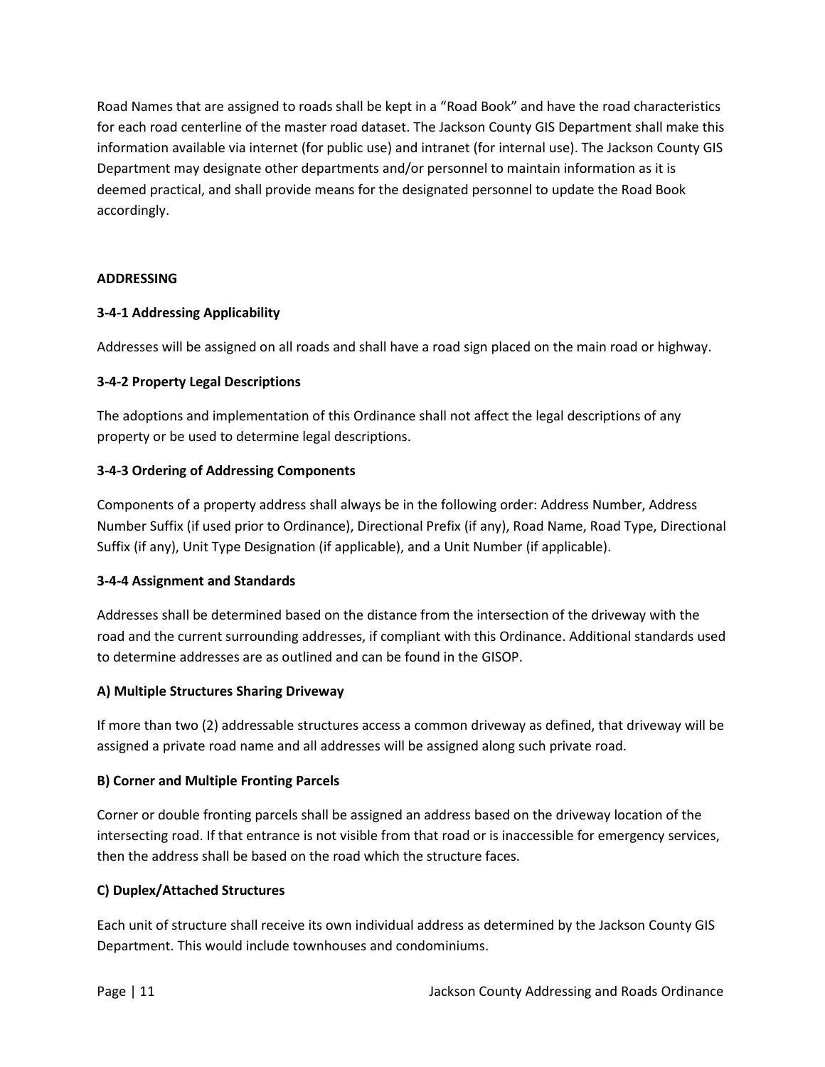Road Names that are assigned to roads shall be kept in a "Road Book" and have the road characteristics for each road centerline of the master road dataset. The Jackson County GIS Department shall make this information available via internet (for public use) and intranet (for internal use). The Jackson County GIS Department may designate other departments and/or personnel to maintain information as it is deemed practical, and shall provide means for the designated personnel to update the Road Book accordingly.

## ADDRESSING

### 3-4-1 Addressing Applicability

Addresses will be assigned on all roads and shall have a road sign placed on the main road or highway.

### 3-4-2 Property Legal Descriptions

The adoptions and implementation of this Ordinance shall not affect the legal descriptions of any property or be used to determine legal descriptions.

### 3-4-3 Ordering of Addressing Components

Components of a property address shall always be in the following order: Address Number, Address Number Suffix (if used prior to Ordinance), Directional Prefix (if any), Road Name, Road Type, Directional Suffix (if any), Unit Type Designation (if applicable), and a Unit Number (if applicable).

### 3-4-4 Assignment and Standards

Addresses shall be determined based on the distance from the intersection of the driveway with the road and the current surrounding addresses, if compliant with this Ordinance. Additional standards used to determine addresses are as outlined and can be found in the GISOP.

#### A) Multiple Structures Sharing Driveway

If more than two (2) addressable structures access a common driveway as defined, that driveway will be assigned a private road name and all addresses will be assigned along such private road.

#### B) Corner and Multiple Fronting Parcels

Corner or double fronting parcels shall be assigned an address based on the driveway location of the intersecting road. If that entrance is not visible from that road or is inaccessible for emergency services, then the address shall be based on the road which the structure faces.

#### C) Duplex/Attached Structures

Each unit of structure shall receive its own individual address as determined by the Jackson County GIS Department. This would include townhouses and condominiums.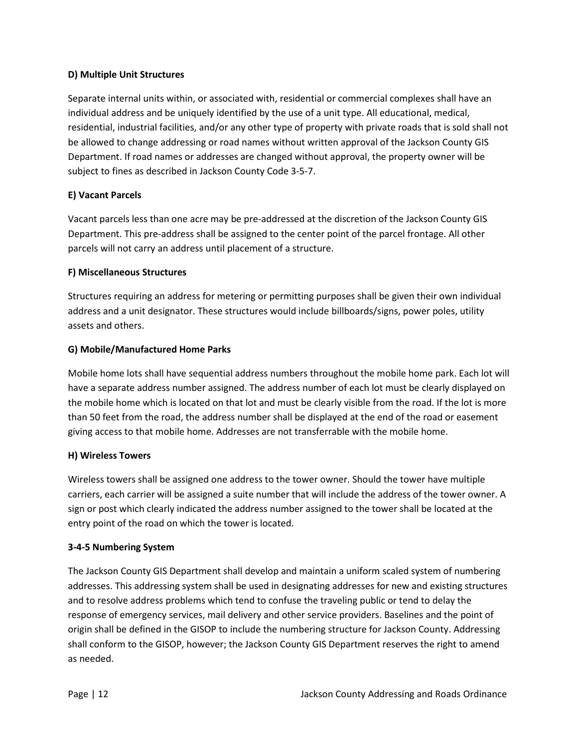**D) Multiple Unit Structures**

Separate internal units within, or associated with, residential or commercial complexes shall have an individual address and be uniquely identified by the use of a unit type. All educational, medical, residential, industrial facilities, and/or any other type of property with private roads that is sold shall not be allowed to change addressing or road names without written approval of the Jackson County GIS Department. If road names or addresses are changed without approval, the property owner will be subject to fines as described in Jackson County Code 3-5-7.

**E) Vacant Parcels**

Vacant parcels less than one acre may be pre-addressed at the discretion of the Jackson County GIS Department. This pre-address shall be assigned to the center point of the parcel frontage. All other parcels will not carry an address until placement of a structure.

**F) Miscellaneous Structures**

Structures requiring an address for metering or permitting purposes shall be given their own individual address and a unit designator. These structures would include billboards/signs, power poles, utility assets and others.

**G) Mobile/Manufactured Home Parks**

Mobile home lots shall have sequential address numbers throughout the mobile home park. Each lot will have a separate address number assigned. The address number of each lot must be clearly displayed on the mobile home which is located on that lot and must be clearly visible from the road. If the lot is more than 50 feet from the road, the address number shall be displayed at the end of the road or easement giving access to that mobile home. Addresses are not transferrable with the mobile home.

**H) Wireless Towers**

Wireless towers shall be assigned one address to the tower owner. Should the tower have multiple carriers, each carrier will be assigned a suite number that will include the address of the tower owner. A sign or post which clearly indicated the address number assigned to the tower shall be located at the entry point of the road on which the tower is located.

**3-4-5 Numbering System**

The Jackson County GIS Department shall develop and maintain a uniform scaled system of numbering addresses. This addressing system shall be used in designating addresses for new and existing structures and to resolve address problems which tend to confuse the traveling public or tend to delay the response of emergency services, mail delivery and other service providers. Baselines and the point of origin shall be defined in the GISOP to include the numbering structure for Jackson County. Addressing shall conform to the GISOP, however; the Jackson County GIS Department reserves the right to amend as needed.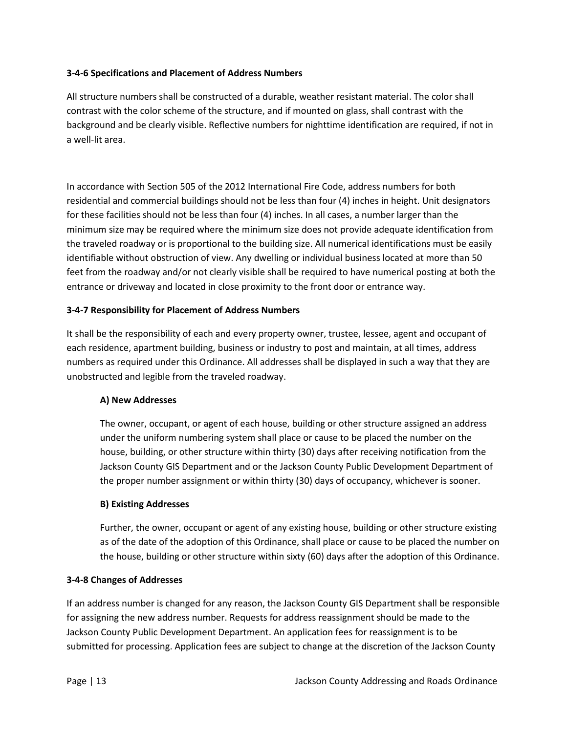### 3-4-6 Specifications and Placement of Address Numbers

All structure numbers shall be constructed of a durable, weather resistant material. The color shall contrast with the color scheme of the structure, and if mounted on glass, shall contrast with the background and be clearly visible. Reflective numbers for nighttime identification are required, if not in a well-lit area.

In accordance with Section 505 of the 2012 International Fire Code, address numbers for both residential and commercial buildings should not be less than four (4) inches in height. Unit designators for these facilities should not be less than four (4) inches. In all cases, a number larger than the minimum size may be required where the minimum size does not provide adequate identification from the traveled roadway or is proportional to the building size. All numerical identifications must be easily identifiable without obstruction of view. Any dwelling or individual business located at more than 50 feet from the roadway and/or not clearly visible shall be required to have numerical posting at both the entrance or driveway and located in close proximity to the front door or entrance way.

### 3-4-7 Responsibility for Placement of Address Numbers

It shall be the responsibility of each and every property owner, trustee, lessee, agent and occupant of each residence, apartment building, business or industry to post and maintain, at all times, address numbers as required under this Ordinance. All addresses shall be displayed in such a way that they are unobstructed and legible from the traveled roadway.

#### A) New Addresses

The owner, occupant, or agent of each house, building or other structure assigned an address under the uniform numbering system shall place or cause to be placed the number on the house, building, or other structure within thirty (30) days after receiving notification from the Jackson County GIS Department and or the Jackson County Public Development Department of the proper number assignment or within thirty (30) days of occupancy, whichever is sooner.

#### B) Existing Addresses

Further, the owner, occupant or agent of any existing house, building or other structure existing as of the date of the adoption of this Ordinance, shall place or cause to be placed the number on the house, building or other structure within sixty (60) days after the adoption of this Ordinance.

### 3-4-8 Changes of Addresses

If an address number is changed for any reason, the Jackson County GIS Department shall be responsible for assigning the new address number. Requests for address reassignment should be made to the Jackson County Public Development Department. An application fees for reassignment is to be submitted for processing. Application fees are subject to change at the discretion of the Jackson County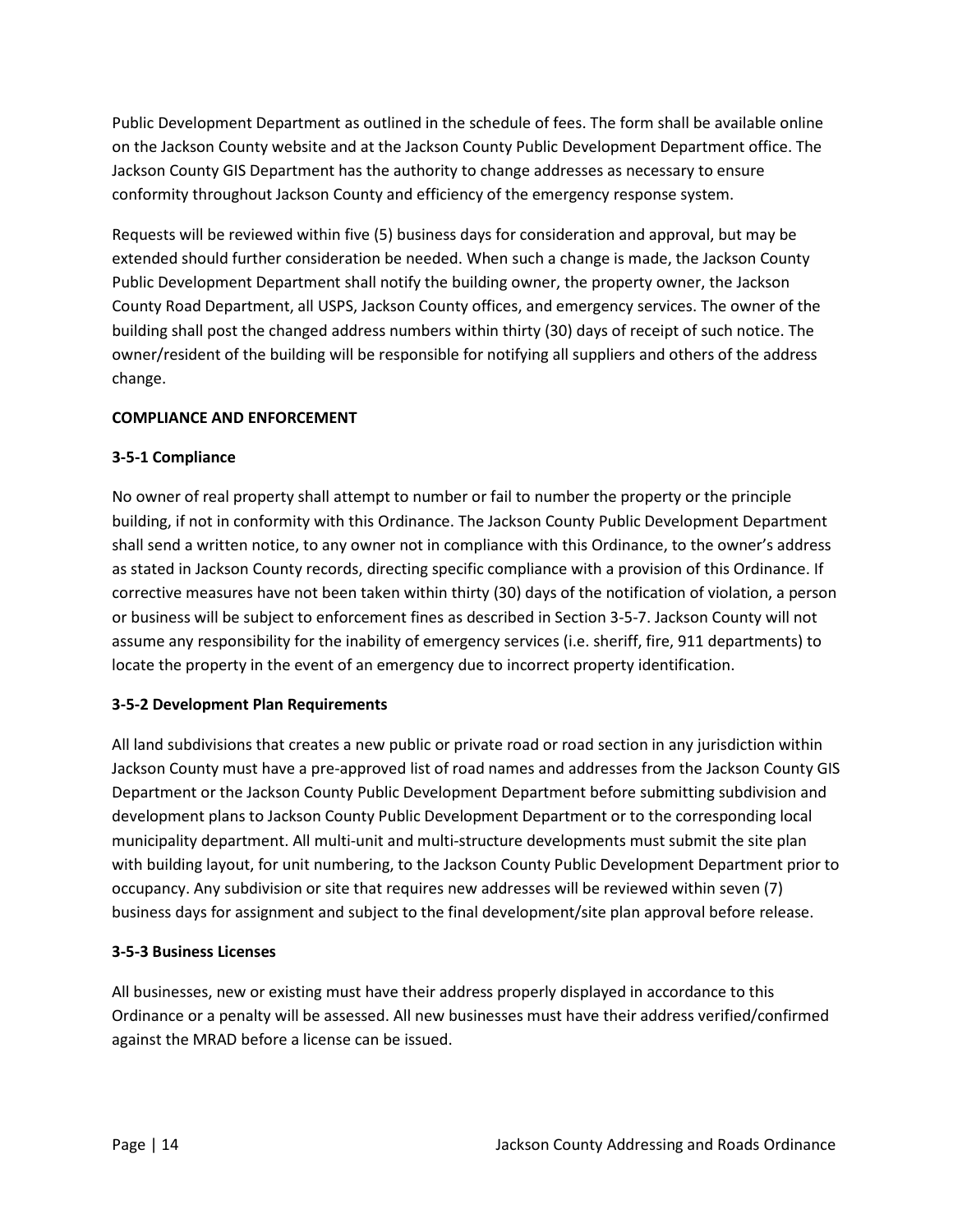Public Development Department as outlined in the schedule of fees. The form shall be available online on the Jackson County website and at the Jackson County Public Development Department office. The Jackson County GIS Department has the authority to change addresses as necessary to ensure conformity throughout Jackson County and efficiency of the emergency response system.

Requests will be reviewed within five (5) business days for consideration and approval, but may be extended should further consideration be needed. When such a change is made, the Jackson County Public Development Department shall notify the building owner, the property owner, the Jackson County Road Department, all USPS, Jackson County offices, and emergency services. The owner of the building shall post the changed address numbers within thirty (30) days of receipt of such notice. The owner/resident of the building will be responsible for notifying all suppliers and others of the address change.

**COMPLIANCE AND ENFORCEMENT**

**3-5-1 Compliance**

No owner of real property shall attempt to number or fail to number the property or the principle building, if not in conformity with this Ordinance. The Jackson County Public Development Department shall send a written notice, to any owner not in compliance with this Ordinance, to the owner's address as stated in Jackson County records, directing specific compliance with a provision of this Ordinance. If corrective measures have not been taken within thirty (30) days of the notification of violation, a person or business will be subject to enforcement fines as described in Section 3-5-7. Jackson County will not assume any responsibility for the inability of emergency services (i.e. sheriff, fire, 911 departments) to locate the property in the event of an emergency due to incorrect property identification.

**3-5-2 Development Plan Requirements**

All land subdivisions that creates a new public or private road or road section in any jurisdiction within Jackson County must have a pre-approved list of road names and addresses from the Jackson County GIS Department or the Jackson County Public Development Department before submitting subdivision and development plans to Jackson County Public Development Department or to the corresponding local municipality department. All multi-unit and multi-structure developments must submit the site plan with building layout, for unit numbering, to the Jackson County Public Development Department prior to occupancy. Any subdivision or site that requires new addresses will be reviewed within seven (7) business days for assignment and subject to the final development/site plan approval before release.

**3-5-3 Business Licenses**

All businesses, new or existing must have their address properly displayed in accordance to this Ordinance or a penalty will be assessed. All new businesses must have their address verified/confirmed against the MRAD before a license can be issued.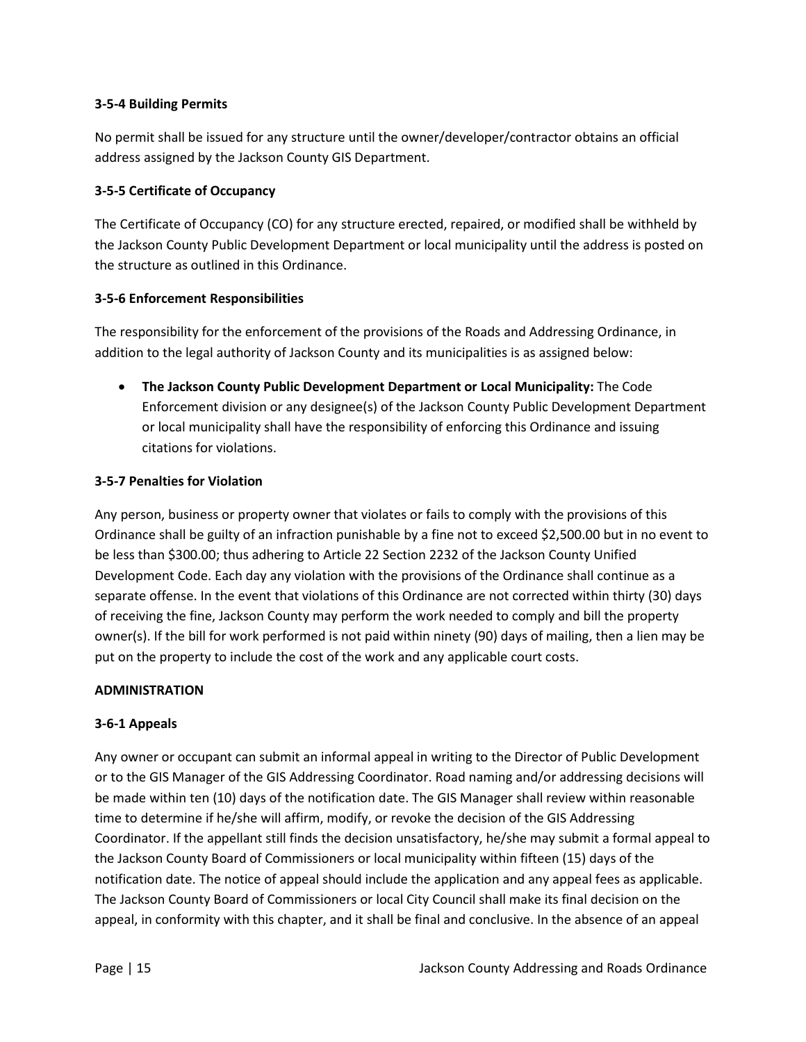**3-5-4 Building Permits**

No permit shall be issued for any structure until the owner/developer/contractor obtains an official address assigned by the Jackson County GIS Department.

**3-5-5 Certificate of Occupancy**

The Certificate of Occupancy (CO) for any structure erected, repaired, or modified shall be withheld by the Jackson County Public Development Department or local municipality until the address is posted on the structure as outlined in this Ordinance.

**3-5-6 Enforcement Responsibilities**

The responsibility for the enforcement of the provisions of the Roads and Addressing Ordinance, in addition to the legal authority of Jackson County and its municipalities is as assigned below:

- **The Jackson County Public Development Department or Local Municipality:** The Code Enforcement division or any designee(s) of the Jackson County Public Development Department or local municipality shall have the responsibility of enforcing this Ordinance and issuing citations for violations.

**3-5-7 Penalties for Violation**

Any person, business or property owner that violates or fails to comply with the provisions of this Ordinance shall be guilty of an infraction punishable by a fine not to exceed $2,500.00 but in no event to be less than $300.00; thus adhering to Article 22 Section 2232 of the Jackson County Unified Development Code. Each day any violation with the provisions of the Ordinance shall continue as a separate offense. In the event that violations of this Ordinance are not corrected within thirty (30) days of receiving the fine, Jackson County may perform the work needed to comply and bill the property owner(s). If the bill for work performed is not paid within ninety (90) days of mailing, then a lien may be put on the property to include the cost of the work and any applicable court costs.

**ADMINISTRATION**

**3-6-1 Appeals**

Any owner or occupant can submit an informal appeal in writing to the Director of Public Development or to the GIS Manager of the GIS Addressing Coordinator. Road naming and/or addressing decisions will be made within ten (10) days of the notification date. The GIS Manager shall review within reasonable time to determine if he/she will affirm, modify, or revoke the decision of the GIS Addressing Coordinator. If the appellant still finds the decision unsatisfactory, he/she may submit a formal appeal to the Jackson County Board of Commissioners or local municipality within fifteen (15) days of the notification date. The notice of appeal should include the application and any appeal fees as applicable. The Jackson County Board of Commissioners or local City Council shall make its final decision on the appeal, in conformity with this chapter, and it shall be final and conclusive. In the absence of an appeal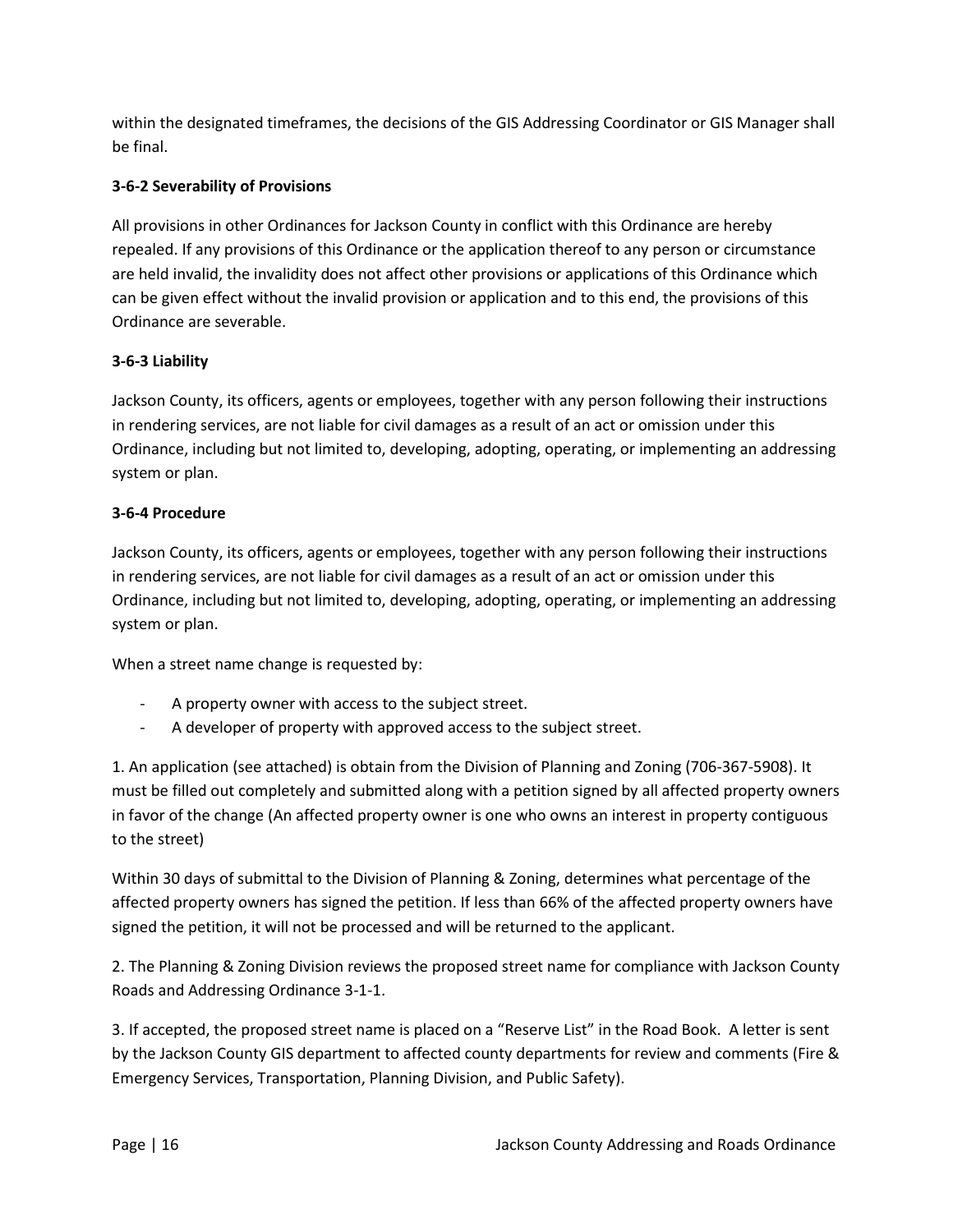within the designated timeframes, the decisions of the GIS Addressing Coordinator or GIS Manager shall be final.

**3-6-2 Severability of Provisions**

All provisions in other Ordinances for Jackson County in conflict with this Ordinance are hereby repealed. If any provisions of this Ordinance or the application thereof to any person or circumstance are held invalid, the invalidity does not affect other provisions or applications of this Ordinance which can be given effect without the invalid provision or application and to this end, the provisions of this Ordinance are severable.

**3-6-3 Liability**

Jackson County, its officers, agents or employees, together with any person following their instructions in rendering services, are not liable for civil damages as a result of an act or omission under this Ordinance, including but not limited to, developing, adopting, operating, or implementing an addressing system or plan.

**3-6-4 Procedure**

Jackson County, its officers, agents or employees, together with any person following their instructions in rendering services, are not liable for civil damages as a result of an act or omission under this Ordinance, including but not limited to, developing, adopting, operating, or implementing an addressing system or plan.

When a street name change is requested by:

- A property owner with access to the subject street.
- A developer of property with approved access to the subject street.

1. An application (see attached) is obtain from the Division of Planning and Zoning (706-367-5908). It must be filled out completely and submitted along with a petition signed by all affected property owners in favor of the change (An affected property owner is one who owns an interest in property contiguous to the street)

Within 30 days of submittal to the Division of Planning & Zoning, determines what percentage of the affected property owners has signed the petition. If less than 66% of the affected property owners have signed the petition, it will not be processed and will be returned to the applicant.

2. The Planning & Zoning Division reviews the proposed street name for compliance with Jackson County Roads and Addressing Ordinance 3-1-1.

3. If accepted, the proposed street name is placed on a "Reserve List" in the Road Book. A letter is sent by the Jackson County GIS department to affected county departments for review and comments (Fire & Emergency Services, Transportation, Planning Division, and Public Safety).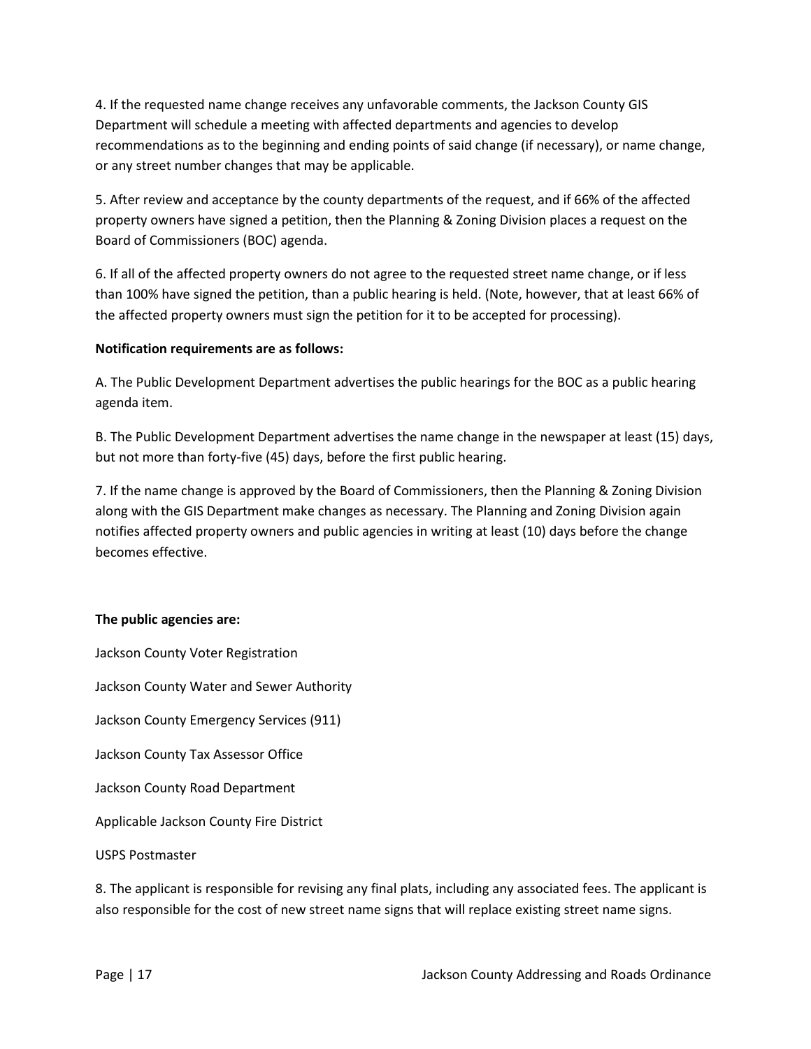4. If the requested name change receives any unfavorable comments, the Jackson County GIS Department will schedule a meeting with affected departments and agencies to develop recommendations as to the beginning and ending points of said change (if necessary), or name change, or any street number changes that may be applicable.

5. After review and acceptance by the county departments of the request, and if 66% of the affected property owners have signed a petition, then the Planning & Zoning Division places a request on the Board of Commissioners (BOC) agenda.

6. If all of the affected property owners do not agree to the requested street name change, or if less than 100% have signed the petition, than a public hearing is held. (Note, however, that at least 66% of the affected property owners must sign the petition for it to be accepted for processing).

**Notification requirements are as follows:**

A. The Public Development Department advertises the public hearings for the BOC as a public hearing agenda item.

B. The Public Development Department advertises the name change in the newspaper at least (15) days, but not more than forty-five (45) days, before the first public hearing.

7. If the name change is approved by the Board of Commissioners, then the Planning & Zoning Division along with the GIS Department make changes as necessary. The Planning and Zoning Division again notifies affected property owners and public agencies in writing at least (10) days before the change becomes effective.

**The public agencies are:**

Jackson County Voter Registration

Jackson County Water and Sewer Authority

Jackson County Emergency Services (911)

Jackson County Tax Assessor Office

Jackson County Road Department

Applicable Jackson County Fire District

USPS Postmaster

8. The applicant is responsible for revising any final plats, including any associated fees. The applicant is also responsible for the cost of new street name signs that will replace existing street name signs.